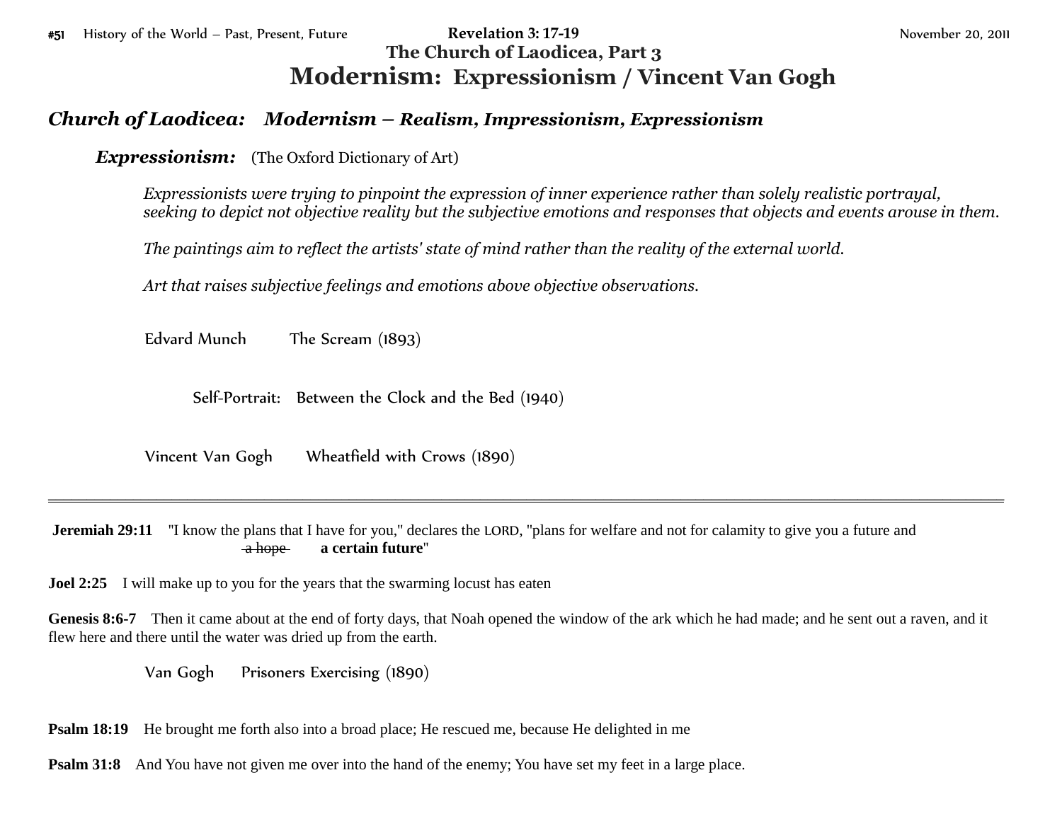#51 History of the World – Past, Present, Future **Revelation 3: 17-19** November 20, 2011

**The Church of Laodicea, Part 3**

# Modernism: Expressionism / Vincent Van Gogh

## *Church of Laodicea: Modernism – Realism, Impressionism, Expressionism*

***Expressionism:*** (The Oxford Dictionary of Art)

> *Expressionists were trying to pinpoint the expression of inner experience rather than solely realistic portrayal, seeking to depict not objective reality but the subjective emotions and responses that objects and events arouse in them.*
>
> *The paintings aim to reflect the artists' state of mind rather than the reality of the external world.*
>
> *Art that raises subjective feelings and emotions above objective observations.*

Edvard Munch The Scream (1893)

Self-Portrait: Between the Clock and the Bed (1940)

Vincent Van Gogh Wheatfield with Crows (1890)

---

**Jeremiah 29:11** "I know the plans that I have for you," declares the LORD, "plans for welfare and not for calamity to give you a future and ~~a hope~~ **a certain future**"

**Joel 2:25** I will make up to you for the years that the swarming locust has eaten

**Genesis 8:6-7** Then it came about at the end of forty days, that Noah opened the window of the ark which he had made; and he sent out a raven, and it flew here and there until the water was dried up from the earth.

Van Gogh Prisoners Exercising (1890)

**Psalm 18:19** He brought me forth also into a broad place; He rescued me, because He delighted in me

**Psalm 31:8** And You have not given me over into the hand of the enemy; You have set my feet in a large place.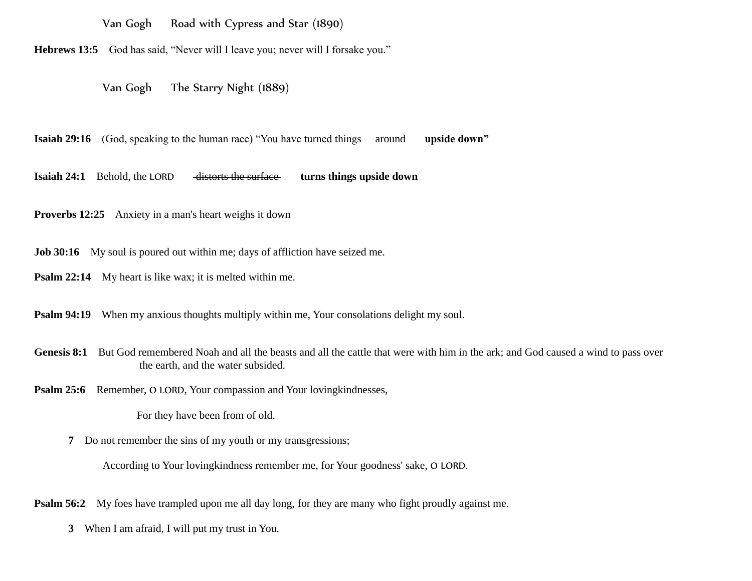Van Gogh    Road with Cypress and Star (1890)

**Hebrews 13:5** God has said, "Never will I leave you; never will I forsake you."

Van Gogh    The Starry Night (1889)

**Isaiah 29:16** (God, speaking to the human race) "You have turned things ~~around~~ **upside down"**

**Isaiah 24:1** Behold, the LORD ~~distorts the surface~~ **turns things upside down**

**Proverbs 12:25** Anxiety in a man's heart weighs it down

**Job 30:16** My soul is poured out within me; days of affliction have seized me.

**Psalm 22:14** My heart is like wax; it is melted within me.

**Psalm 94:19** When my anxious thoughts multiply within me, Your consolations delight my soul.

**Genesis 8:1** But God remembered Noah and all the beasts and all the cattle that were with him in the ark; and God caused a wind to pass over the earth, and the water subsided.

**Psalm 25:6** Remember, O LORD, Your compassion and Your lovingkindnesses,

For they have been from of old.

**7** Do not remember the sins of my youth or my transgressions;

According to Your lovingkindness remember me, for Your goodness' sake, O LORD.

**Psalm 56:2** My foes have trampled upon me all day long, for they are many who fight proudly against me.

**3** When I am afraid, I will put my trust in You.